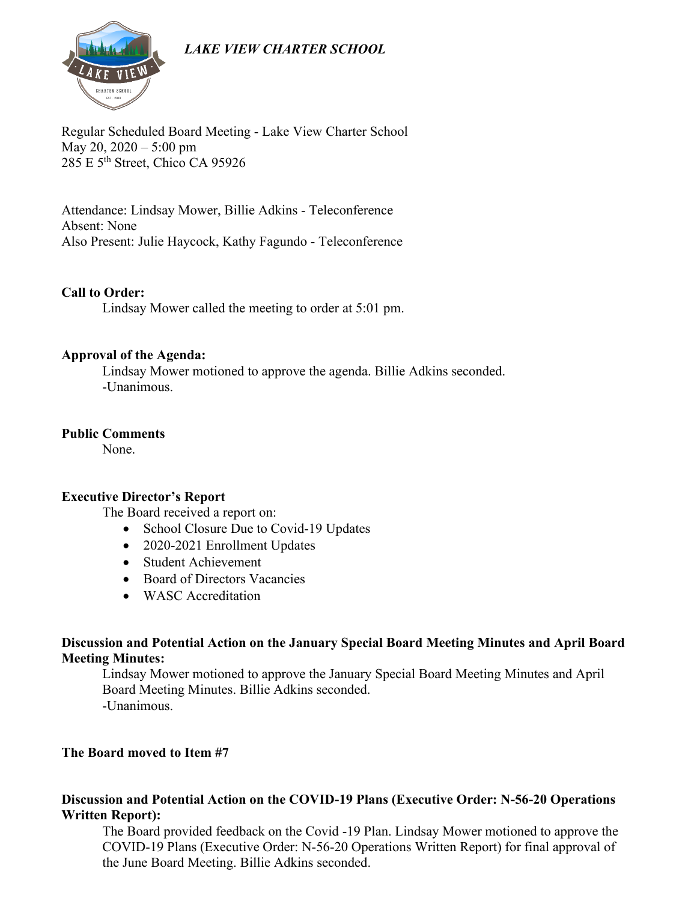*LAKE VIEW CHARTER SCHOOL*

Regular Scheduled Board Meeting - Lake View Charter School
May 20, 2020 – 5:00 pm
285 E 5th Street, Chico CA 95926

Attendance: Lindsay Mower, Billie Adkins - Teleconference
Absent: None
Also Present: Julie Haycock, Kathy Fagundo - Teleconference

**Call to Order:**

Lindsay Mower called the meeting to order at 5:01 pm.

**Approval of the Agenda:**

Lindsay Mower motioned to approve the agenda. Billie Adkins seconded.
-Unanimous.

**Public Comments**

None.

**Executive Director's Report**

The Board received a report on:

- School Closure Due to Covid-19 Updates
- 2020-2021 Enrollment Updates
- Student Achievement
- Board of Directors Vacancies
- WASC Accreditation

**Discussion and Potential Action on the January Special Board Meeting Minutes and April Board Meeting Minutes:**

Lindsay Mower motioned to approve the January Special Board Meeting Minutes and April Board Meeting Minutes. Billie Adkins seconded.
-Unanimous.

**The Board moved to Item #7**

**Discussion and Potential Action on the COVID-19 Plans (Executive Order: N-56-20 Operations Written Report):**

The Board provided feedback on the Covid -19 Plan. Lindsay Mower motioned to approve the COVID-19 Plans (Executive Order: N-56-20 Operations Written Report) for final approval of the June Board Meeting. Billie Adkins seconded.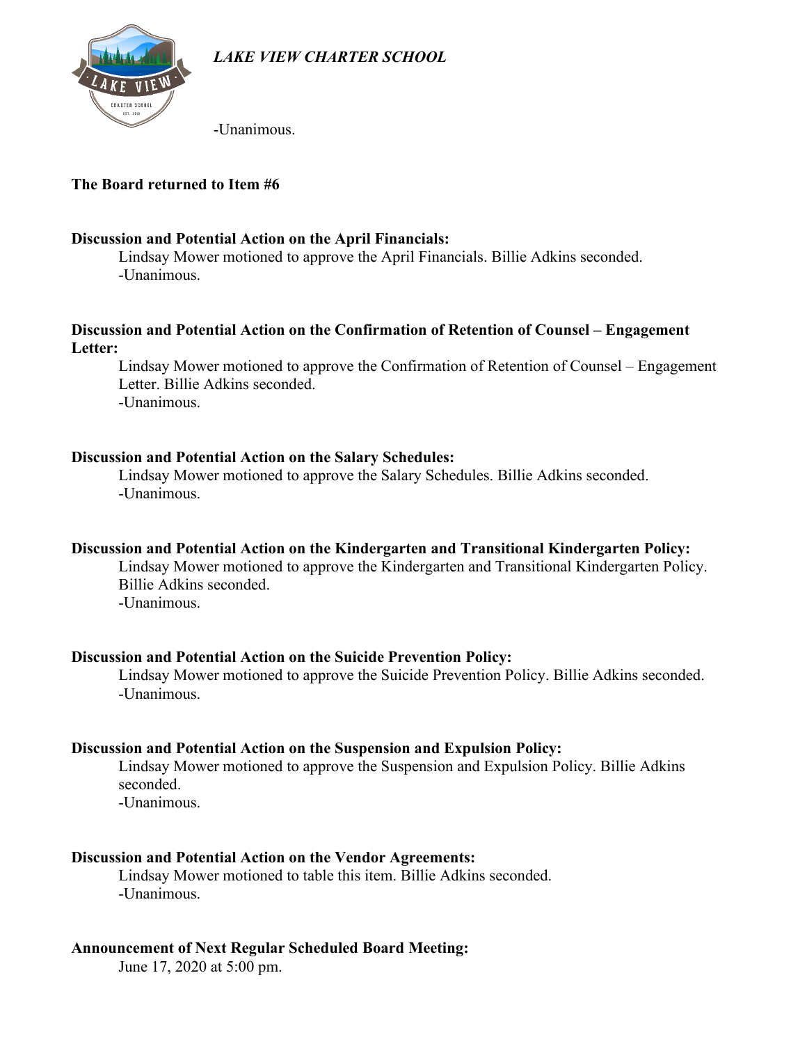-Unanimous.

**The Board returned to Item #6**

**Discussion and Potential Action on the April Financials:**

Lindsay Mower motioned to approve the April Financials. Billie Adkins seconded.
-Unanimous.

**Discussion and Potential Action on the Confirmation of Retention of Counsel – Engagement Letter:**

Lindsay Mower motioned to approve the Confirmation of Retention of Counsel – Engagement Letter. Billie Adkins seconded.
-Unanimous.

**Discussion and Potential Action on the Salary Schedules:**

Lindsay Mower motioned to approve the Salary Schedules. Billie Adkins seconded.
-Unanimous.

**Discussion and Potential Action on the Kindergarten and Transitional Kindergarten Policy:**

Lindsay Mower motioned to approve the Kindergarten and Transitional Kindergarten Policy. Billie Adkins seconded.
-Unanimous.

**Discussion and Potential Action on the Suicide Prevention Policy:**

Lindsay Mower motioned to approve the Suicide Prevention Policy. Billie Adkins seconded.
-Unanimous.

**Discussion and Potential Action on the Suspension and Expulsion Policy:**

Lindsay Mower motioned to approve the Suspension and Expulsion Policy. Billie Adkins seconded.
-Unanimous.

**Discussion and Potential Action on the Vendor Agreements:**

Lindsay Mower motioned to table this item. Billie Adkins seconded.
-Unanimous.

**Announcement of Next Regular Scheduled Board Meeting:**

June 17, 2020 at 5:00 pm.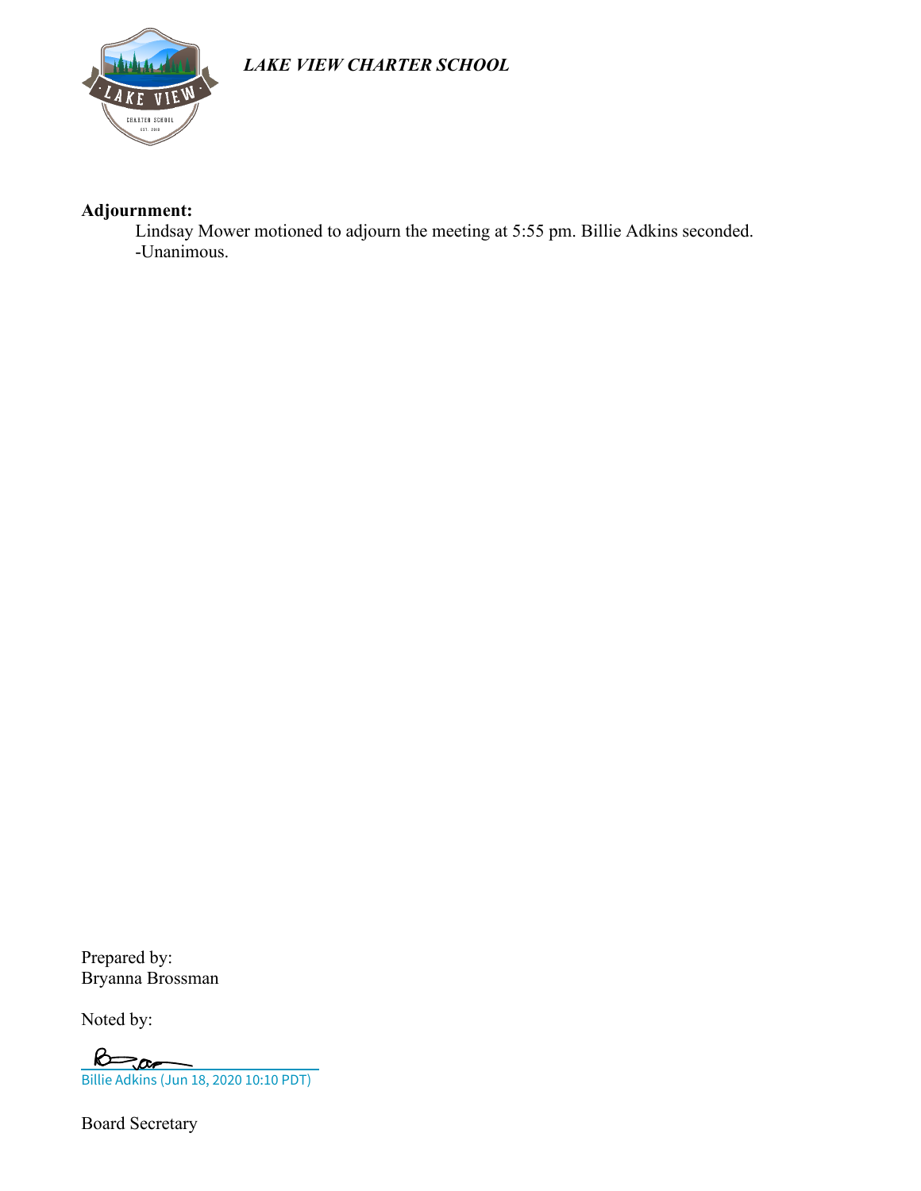*LAKE VIEW CHARTER SCHOOL*

**Adjournment:**

Lindsay Mower motioned to adjourn the meeting at 5:55 pm. Billie Adkins seconded.
-Unanimous.

Prepared by:
Bryanna Brossman

Noted by:

Billie Adkins (Jun 18, 2020 10:10 PDT)

Board Secretary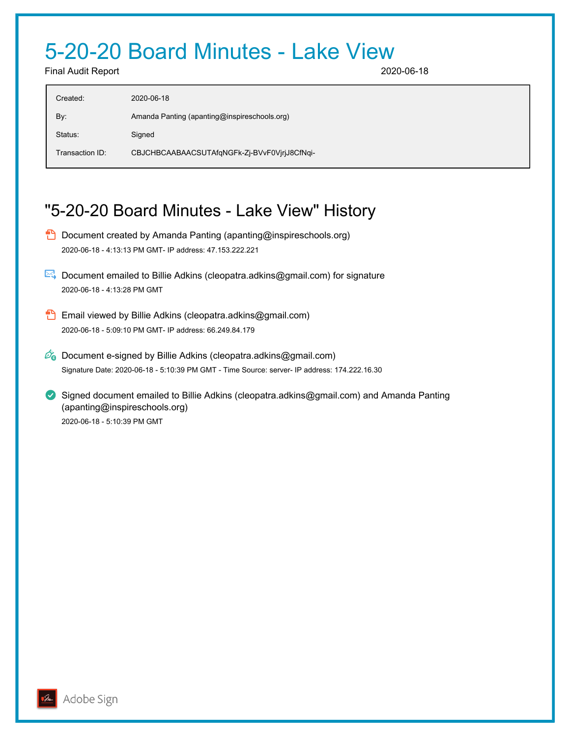# 5-20-20 Board Minutes - Lake View

Final Audit Report 2020-06-18

| | |
|---|---|
| Created: | 2020-06-18 |
| By: | Amanda Panting (apanting@inspireschools.org) |
| Status: | Signed |
| Transaction ID: | CBJCHBCAABAACSUTAfqNGFk-Zj-BVvF0VjrjJ8CfNqi- |

## "5-20-20 Board Minutes - Lake View" History

- Document created by Amanda Panting (apanting@inspireschools.org)
  2020-06-18 - 4:13:13 PM GMT- IP address: 47.153.222.221

- Document emailed to Billie Adkins (cleopatra.adkins@gmail.com) for signature
  2020-06-18 - 4:13:28 PM GMT

- Email viewed by Billie Adkins (cleopatra.adkins@gmail.com)
  2020-06-18 - 5:09:10 PM GMT- IP address: 66.249.84.179

- Document e-signed by Billie Adkins (cleopatra.adkins@gmail.com)
  Signature Date: 2020-06-18 - 5:10:39 PM GMT - Time Source: server- IP address: 174.222.16.30

- Signed document emailed to Billie Adkins (cleopatra.adkins@gmail.com) and Amanda Panting (apanting@inspireschools.org)
  2020-06-18 - 5:10:39 PM GMT

Adobe Sign